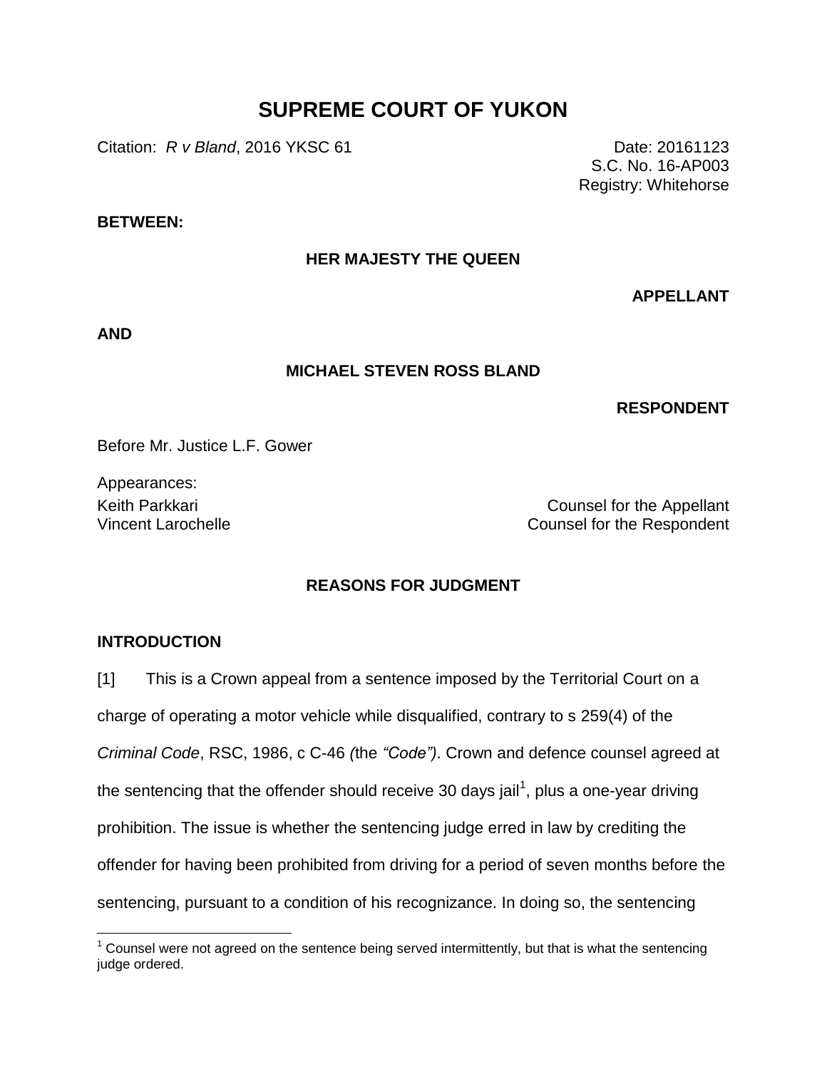# SUPREME COURT OF YUKON

Citation: *R v Bland*, 2016 YKSC 61

Date: 20161123
S.C. No. 16-AP003
Registry: Whitehorse

**BETWEEN:**

**HER MAJESTY THE QUEEN**

**APPELLANT**

**AND**

**MICHAEL STEVEN ROSS BLAND**

**RESPONDENT**

Before Mr. Justice L.F. Gower

Appearances:

Keith Parkkari — Counsel for the Appellant
Vincent Larochelle — Counsel for the Respondent

## REASONS FOR JUDGMENT

### INTRODUCTION

[1] This is a Crown appeal from a sentence imposed by the Territorial Court on a charge of operating a motor vehicle while disqualified, contrary to s 259(4) of the *Criminal Code*, RSC, 1986, c C-46 *(*the *"Code")*. Crown and defence counsel agreed at the sentencing that the offender should receive 30 days jail[1], plus a one-year driving prohibition. The issue is whether the sentencing judge erred in law by crediting the offender for having been prohibited from driving for a period of seven months before the sentencing, pursuant to a condition of his recognizance. In doing so, the sentencing

[1] Counsel were not agreed on the sentence being served intermittently, but that is what the sentencing judge ordered.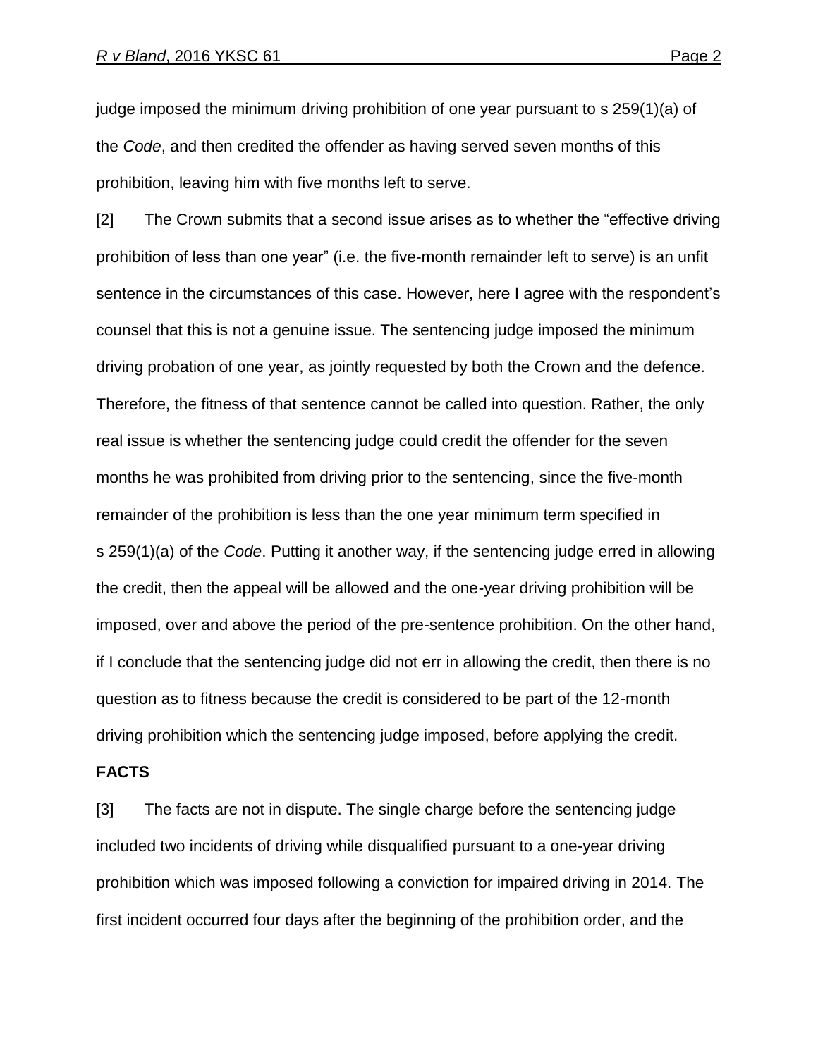judge imposed the minimum driving prohibition of one year pursuant to s 259(1)(a) of the *Code*, and then credited the offender as having served seven months of this prohibition, leaving him with five months left to serve.

[2] The Crown submits that a second issue arises as to whether the "effective driving prohibition of less than one year" (i.e. the five-month remainder left to serve) is an unfit sentence in the circumstances of this case. However, here I agree with the respondent's counsel that this is not a genuine issue. The sentencing judge imposed the minimum driving probation of one year, as jointly requested by both the Crown and the defence. Therefore, the fitness of that sentence cannot be called into question. Rather, the only real issue is whether the sentencing judge could credit the offender for the seven months he was prohibited from driving prior to the sentencing, since the five-month remainder of the prohibition is less than the one year minimum term specified in s 259(1)(a) of the *Code*. Putting it another way, if the sentencing judge erred in allowing the credit, then the appeal will be allowed and the one-year driving prohibition will be imposed, over and above the period of the pre-sentence prohibition. On the other hand, if I conclude that the sentencing judge did not err in allowing the credit, then there is no question as to fitness because the credit is considered to be part of the 12-month driving prohibition which the sentencing judge imposed, before applying the credit.

**FACTS**

[3] The facts are not in dispute. The single charge before the sentencing judge included two incidents of driving while disqualified pursuant to a one-year driving prohibition which was imposed following a conviction for impaired driving in 2014. The first incident occurred four days after the beginning of the prohibition order, and the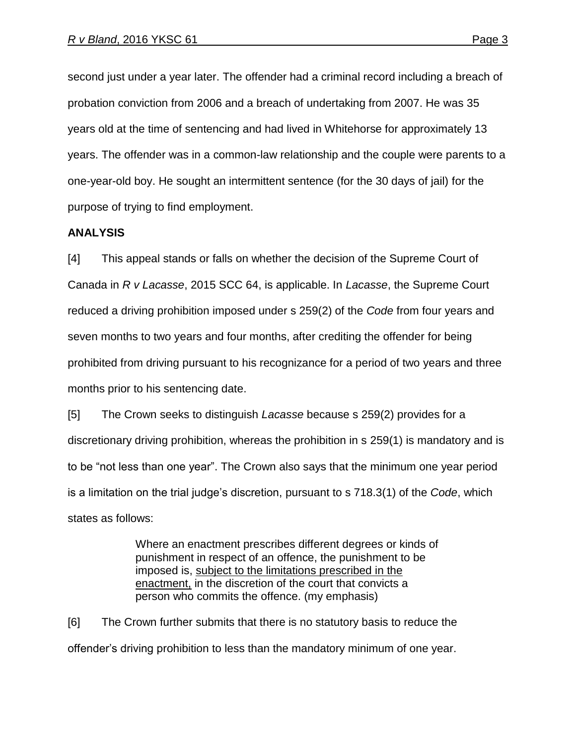second just under a year later. The offender had a criminal record including a breach of probation conviction from 2006 and a breach of undertaking from 2007. He was 35 years old at the time of sentencing and had lived in Whitehorse for approximately 13 years. The offender was in a common-law relationship and the couple were parents to a one-year-old boy. He sought an intermittent sentence (for the 30 days of jail) for the purpose of trying to find employment.

**ANALYSIS**

[4] This appeal stands or falls on whether the decision of the Supreme Court of Canada in *R v Lacasse*, 2015 SCC 64, is applicable. In *Lacasse*, the Supreme Court reduced a driving prohibition imposed under s 259(2) of the *Code* from four years and seven months to two years and four months, after crediting the offender for being prohibited from driving pursuant to his recognizance for a period of two years and three months prior to his sentencing date.

[5] The Crown seeks to distinguish *Lacasse* because s 259(2) provides for a discretionary driving prohibition, whereas the prohibition in s 259(1) is mandatory and is to be "not less than one year". The Crown also says that the minimum one year period is a limitation on the trial judge's discretion, pursuant to s 718.3(1) of the *Code*, which states as follows:

> Where an enactment prescribes different degrees or kinds of punishment in respect of an offence, the punishment to be imposed is, <u>subject to the limitations prescribed in the enactment,</u> in the discretion of the court that convicts a person who commits the offence. (my emphasis)

[6] The Crown further submits that there is no statutory basis to reduce the offender's driving prohibition to less than the mandatory minimum of one year.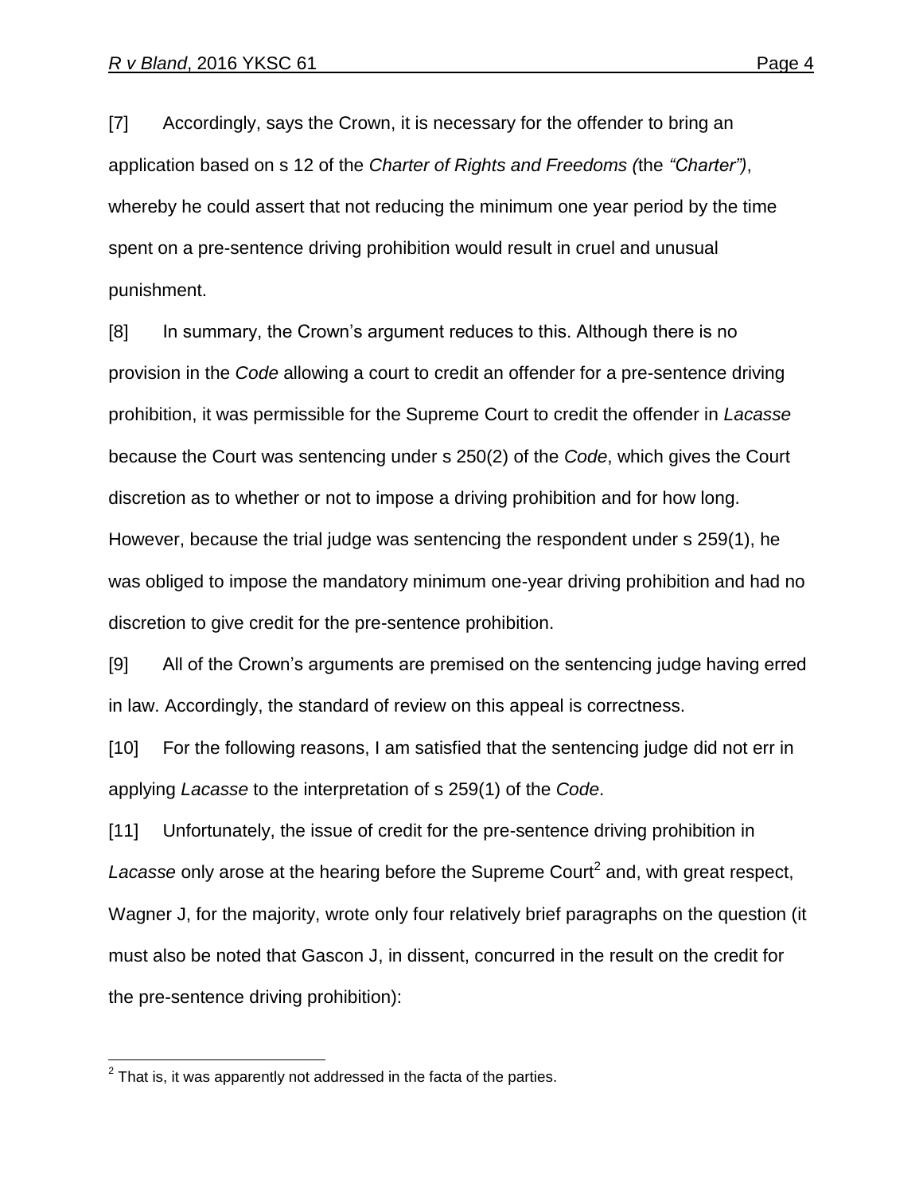[7] Accordingly, says the Crown, it is necessary for the offender to bring an application based on s 12 of the *Charter of Rights and Freedoms (*the *"Charter")*, whereby he could assert that not reducing the minimum one year period by the time spent on a pre-sentence driving prohibition would result in cruel and unusual punishment.

[8] In summary, the Crown's argument reduces to this. Although there is no provision in the *Code* allowing a court to credit an offender for a pre-sentence driving prohibition, it was permissible for the Supreme Court to credit the offender in *Lacasse* because the Court was sentencing under s 250(2) of the *Code*, which gives the Court discretion as to whether or not to impose a driving prohibition and for how long. However, because the trial judge was sentencing the respondent under s 259(1), he was obliged to impose the mandatory minimum one-year driving prohibition and had no discretion to give credit for the pre-sentence prohibition.

[9] All of the Crown's arguments are premised on the sentencing judge having erred in law. Accordingly, the standard of review on this appeal is correctness.

[10] For the following reasons, I am satisfied that the sentencing judge did not err in applying *Lacasse* to the interpretation of s 259(1) of the *Code*.

[11] Unfortunately, the issue of credit for the pre-sentence driving prohibition in *Lacasse* only arose at the hearing before the Supreme Court[2] and, with great respect, Wagner J, for the majority, wrote only four relatively brief paragraphs on the question (it must also be noted that Gascon J, in dissent, concurred in the result on the credit for the pre-sentence driving prohibition):

---

[2] That is, it was apparently not addressed in the facta of the parties.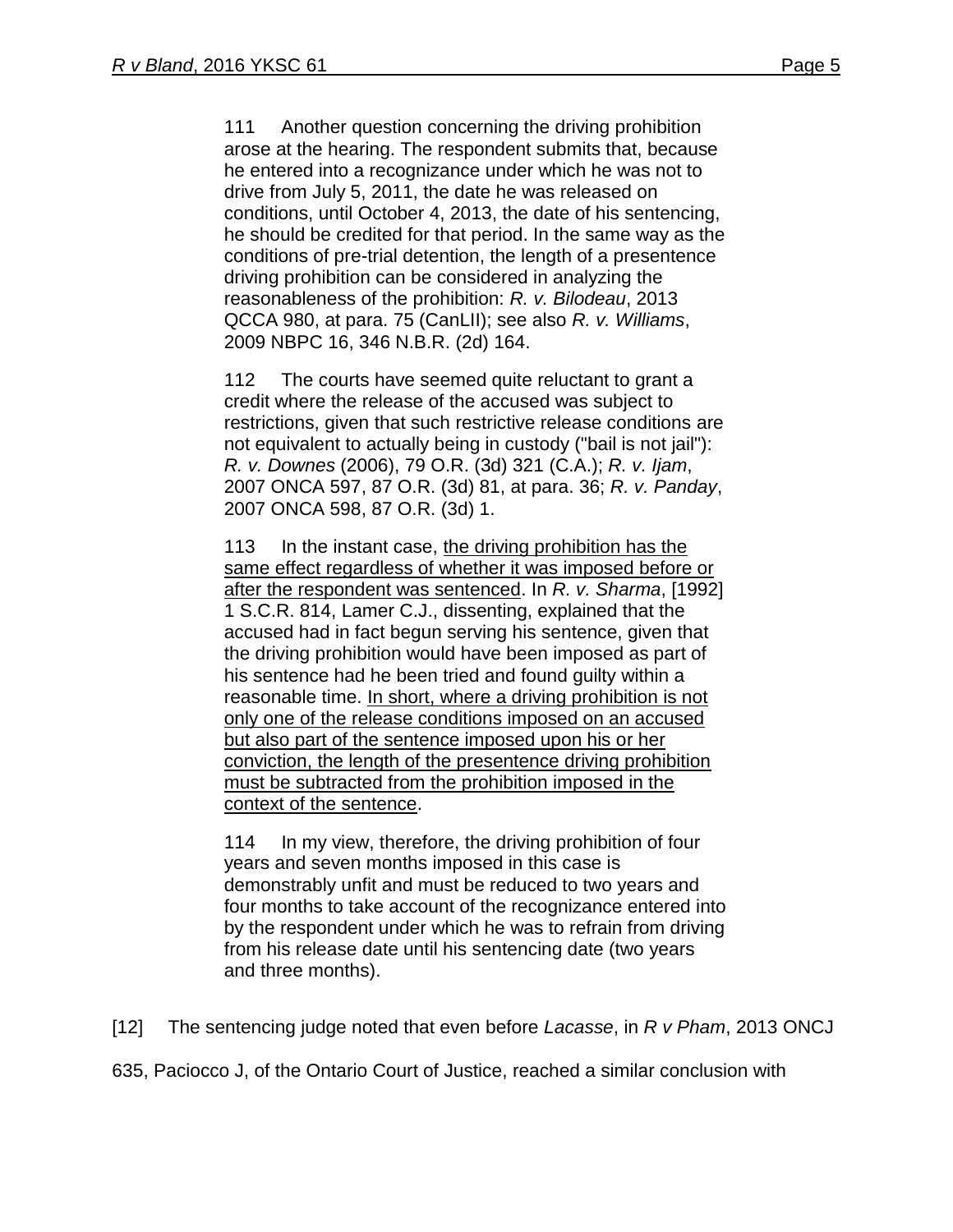111 Another question concerning the driving prohibition arose at the hearing. The respondent submits that, because he entered into a recognizance under which he was not to drive from July 5, 2011, the date he was released on conditions, until October 4, 2013, the date of his sentencing, he should be credited for that period. In the same way as the conditions of pre-trial detention, the length of a presentence driving prohibition can be considered in analyzing the reasonableness of the prohibition: *R. v. Bilodeau*, 2013 QCCA 980, at para. 75 (CanLII); see also *R. v. Williams*, 2009 NBPC 16, 346 N.B.R. (2d) 164.

112 The courts have seemed quite reluctant to grant a credit where the release of the accused was subject to restrictions, given that such restrictive release conditions are not equivalent to actually being in custody ("bail is not jail"): *R. v. Downes* (2006), 79 O.R. (3d) 321 (C.A.); *R. v. Ijam*, 2007 ONCA 597, 87 O.R. (3d) 81, at para. 36; *R. v. Panday*, 2007 ONCA 598, 87 O.R. (3d) 1.

113 In the instant case, <u>the driving prohibition has the same effect regardless of whether it was imposed before or after the respondent was sentenced</u>. In *R. v. Sharma*, [1992] 1 S.C.R. 814, Lamer C.J., dissenting, explained that the accused had in fact begun serving his sentence, given that the driving prohibition would have been imposed as part of his sentence had he been tried and found guilty within a reasonable time. <u>In short, where a driving prohibition is not only one of the release conditions imposed on an accused but also part of the sentence imposed upon his or her conviction, the length of the presentence driving prohibition must be subtracted from the prohibition imposed in the context of the sentence</u>.

114 In my view, therefore, the driving prohibition of four years and seven months imposed in this case is demonstrably unfit and must be reduced to two years and four months to take account of the recognizance entered into by the respondent under which he was to refrain from driving from his release date until his sentencing date (two years and three months).

[12] The sentencing judge noted that even before *Lacasse*, in *R v Pham*, 2013 ONCJ 635, Paciocco J, of the Ontario Court of Justice, reached a similar conclusion with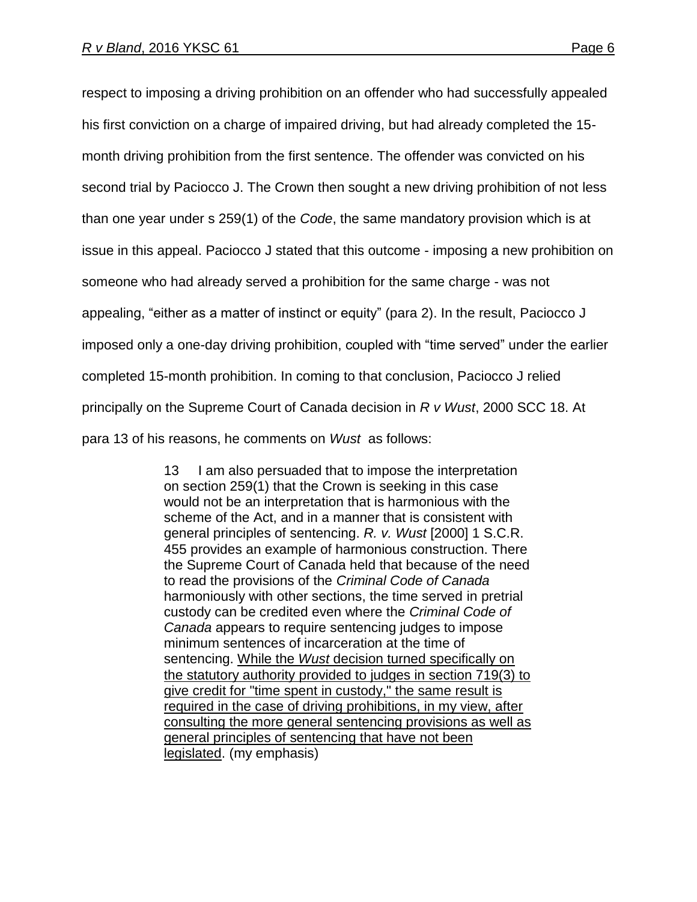respect to imposing a driving prohibition on an offender who had successfully appealed his first conviction on a charge of impaired driving, but had already completed the 15-month driving prohibition from the first sentence. The offender was convicted on his second trial by Paciocco J. The Crown then sought a new driving prohibition of not less than one year under s 259(1) of the *Code*, the same mandatory provision which is at issue in this appeal. Paciocco J stated that this outcome - imposing a new prohibition on someone who had already served a prohibition for the same charge - was not appealing, "either as a matter of instinct or equity" (para 2). In the result, Paciocco J imposed only a one-day driving prohibition, coupled with "time served" under the earlier completed 15-month prohibition. In coming to that conclusion, Paciocco J relied principally on the Supreme Court of Canada decision in *R v Wust*, 2000 SCC 18. At para 13 of his reasons, he comments on *Wust* as follows:

> 13 I am also persuaded that to impose the interpretation on section 259(1) that the Crown is seeking in this case would not be an interpretation that is harmonious with the scheme of the Act, and in a manner that is consistent with general principles of sentencing. *R. v. Wust* [2000] 1 S.C.R. 455 provides an example of harmonious construction. There the Supreme Court of Canada held that because of the need to read the provisions of the *Criminal Code of Canada* harmoniously with other sections, the time served in pretrial custody can be credited even where the *Criminal Code of Canada* appears to require sentencing judges to impose minimum sentences of incarceration at the time of sentencing. <u>While the *Wust* decision turned specifically on the statutory authority provided to judges in section 719(3) to give credit for "time spent in custody," the same result is required in the case of driving prohibitions, in my view, after consulting the more general sentencing provisions as well as general principles of sentencing that have not been legislated</u>. (my emphasis)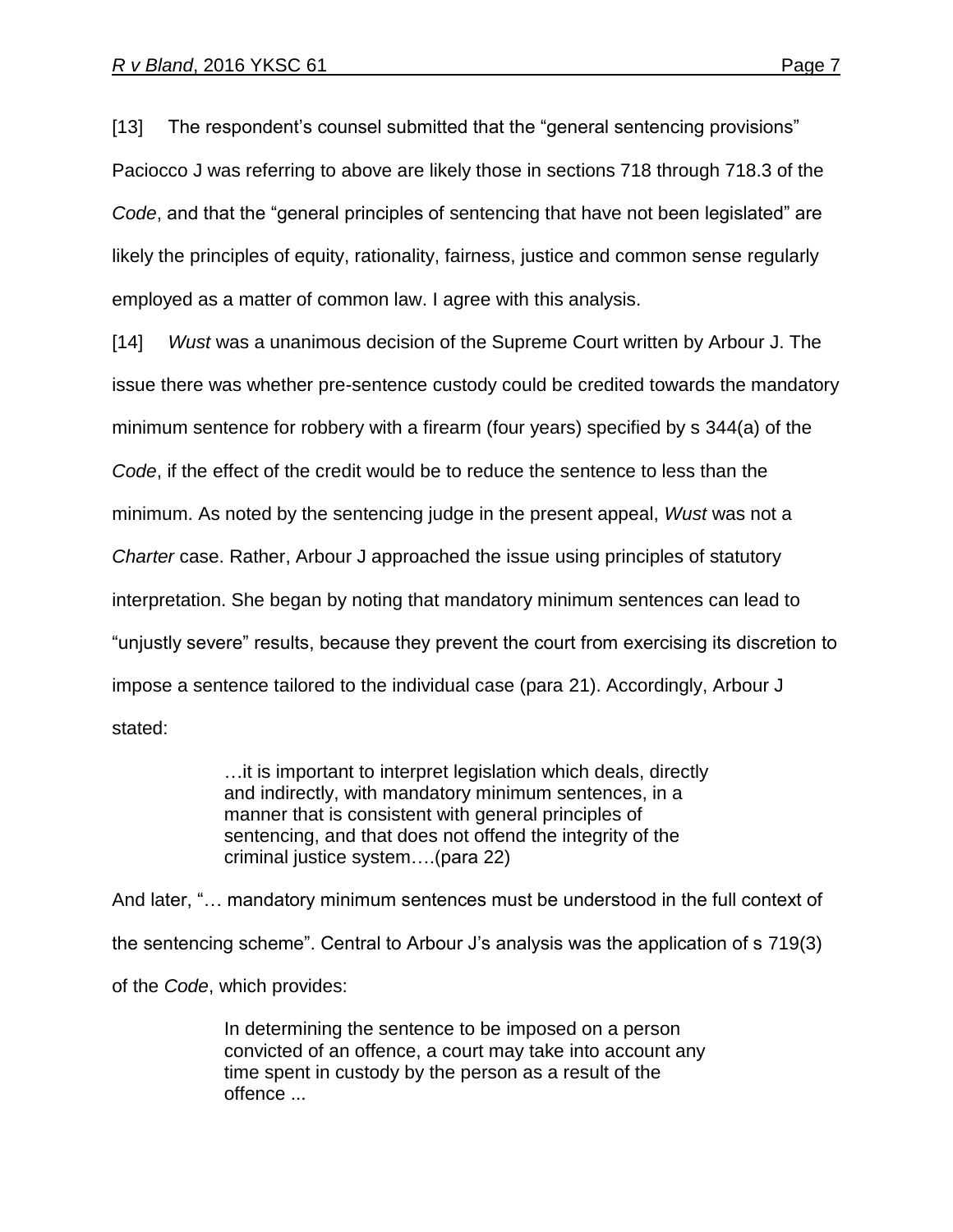[13] The respondent's counsel submitted that the "general sentencing provisions" Paciocco J was referring to above are likely those in sections 718 through 718.3 of the *Code*, and that the "general principles of sentencing that have not been legislated" are likely the principles of equity, rationality, fairness, justice and common sense regularly employed as a matter of common law. I agree with this analysis.

[14] *Wust* was a unanimous decision of the Supreme Court written by Arbour J. The issue there was whether pre-sentence custody could be credited towards the mandatory minimum sentence for robbery with a firearm (four years) specified by s 344(a) of the *Code*, if the effect of the credit would be to reduce the sentence to less than the minimum. As noted by the sentencing judge in the present appeal, *Wust* was not a *Charter* case. Rather, Arbour J approached the issue using principles of statutory interpretation. She began by noting that mandatory minimum sentences can lead to "unjustly severe" results, because they prevent the court from exercising its discretion to impose a sentence tailored to the individual case (para 21). Accordingly, Arbour J stated:

> …it is important to interpret legislation which deals, directly and indirectly, with mandatory minimum sentences, in a manner that is consistent with general principles of sentencing, and that does not offend the integrity of the criminal justice system….(para 22)

And later, "… mandatory minimum sentences must be understood in the full context of the sentencing scheme". Central to Arbour J's analysis was the application of s 719(3) of the *Code*, which provides:

> In determining the sentence to be imposed on a person convicted of an offence, a court may take into account any time spent in custody by the person as a result of the offence ...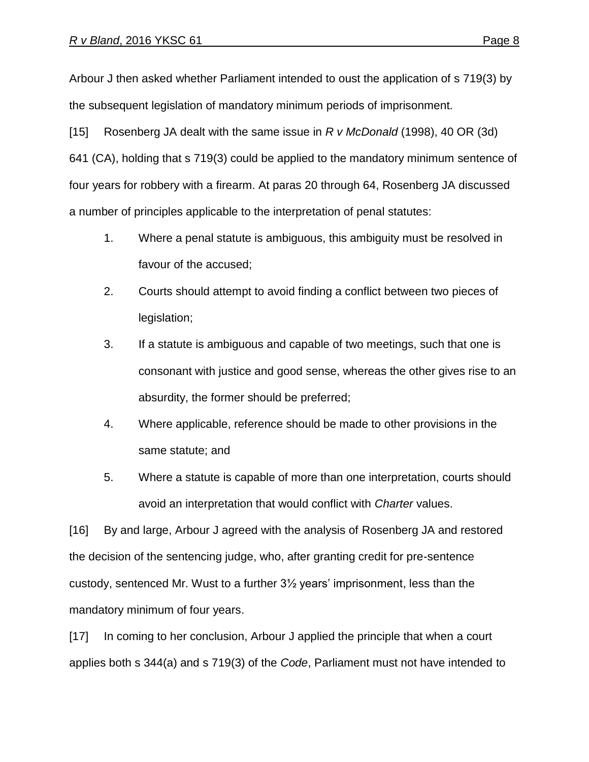Arbour J then asked whether Parliament intended to oust the application of s 719(3) by the subsequent legislation of mandatory minimum periods of imprisonment.

[15] Rosenberg JA dealt with the same issue in *R v McDonald* (1998), 40 OR (3d) 641 (CA), holding that s 719(3) could be applied to the mandatory minimum sentence of four years for robbery with a firearm. At paras 20 through 64, Rosenberg JA discussed a number of principles applicable to the interpretation of penal statutes:

1. Where a penal statute is ambiguous, this ambiguity must be resolved in favour of the accused;
2. Courts should attempt to avoid finding a conflict between two pieces of legislation;
3. If a statute is ambiguous and capable of two meetings, such that one is consonant with justice and good sense, whereas the other gives rise to an absurdity, the former should be preferred;
4. Where applicable, reference should be made to other provisions in the same statute; and
5. Where a statute is capable of more than one interpretation, courts should avoid an interpretation that would conflict with *Charter* values.

[16] By and large, Arbour J agreed with the analysis of Rosenberg JA and restored the decision of the sentencing judge, who, after granting credit for pre-sentence custody, sentenced Mr. Wust to a further 3½ years' imprisonment, less than the mandatory minimum of four years.

[17] In coming to her conclusion, Arbour J applied the principle that when a court applies both s 344(a) and s 719(3) of the *Code*, Parliament must not have intended to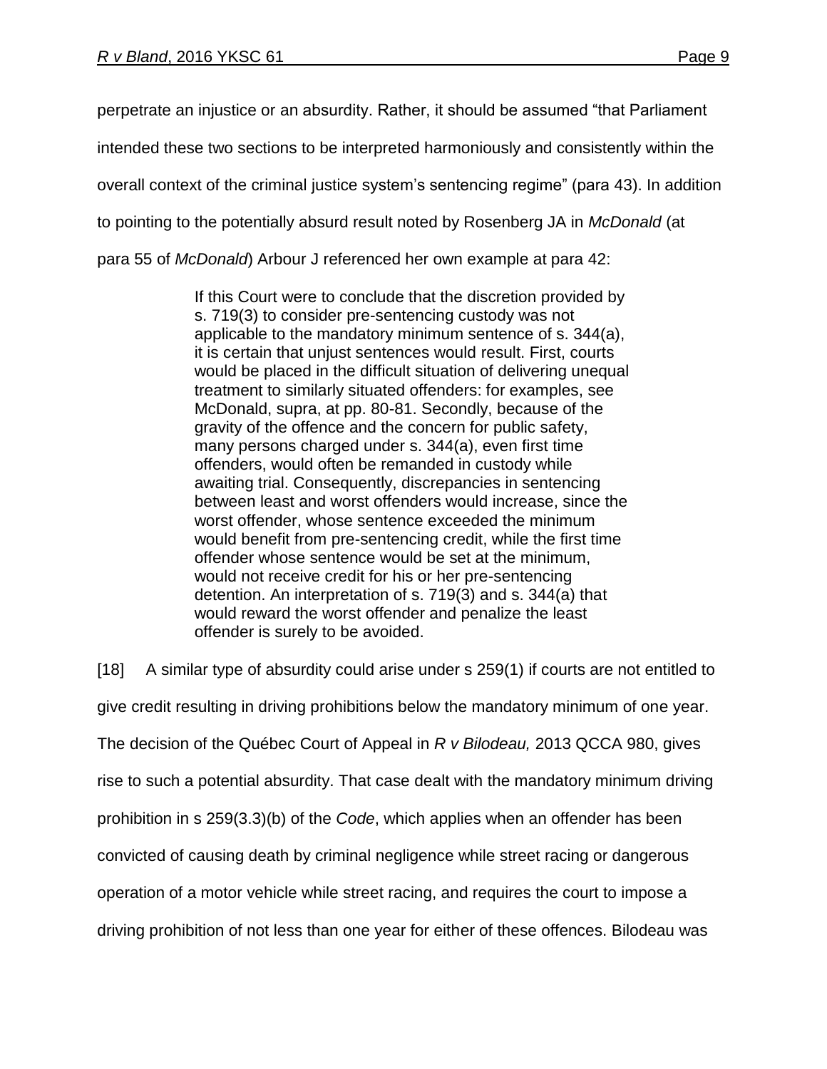perpetrate an injustice or an absurdity. Rather, it should be assumed "that Parliament intended these two sections to be interpreted harmoniously and consistently within the overall context of the criminal justice system's sentencing regime" (para 43). In addition to pointing to the potentially absurd result noted by Rosenberg JA in *McDonald* (at para 55 of *McDonald*) Arbour J referenced her own example at para 42:

> If this Court were to conclude that the discretion provided by s. 719(3) to consider pre-sentencing custody was not applicable to the mandatory minimum sentence of s. 344(a), it is certain that unjust sentences would result. First, courts would be placed in the difficult situation of delivering unequal treatment to similarly situated offenders: for examples, see McDonald, supra, at pp. 80-81. Secondly, because of the gravity of the offence and the concern for public safety, many persons charged under s. 344(a), even first time offenders, would often be remanded in custody while awaiting trial. Consequently, discrepancies in sentencing between least and worst offenders would increase, since the worst offender, whose sentence exceeded the minimum would benefit from pre-sentencing credit, while the first time offender whose sentence would be set at the minimum, would not receive credit for his or her pre-sentencing detention. An interpretation of s. 719(3) and s. 344(a) that would reward the worst offender and penalize the least offender is surely to be avoided.

[18] A similar type of absurdity could arise under s 259(1) if courts are not entitled to give credit resulting in driving prohibitions below the mandatory minimum of one year. The decision of the Québec Court of Appeal in *R v Bilodeau,* 2013 QCCA 980, gives rise to such a potential absurdity. That case dealt with the mandatory minimum driving prohibition in s 259(3.3)(b) of the *Code*, which applies when an offender has been convicted of causing death by criminal negligence while street racing or dangerous operation of a motor vehicle while street racing, and requires the court to impose a driving prohibition of not less than one year for either of these offences. Bilodeau was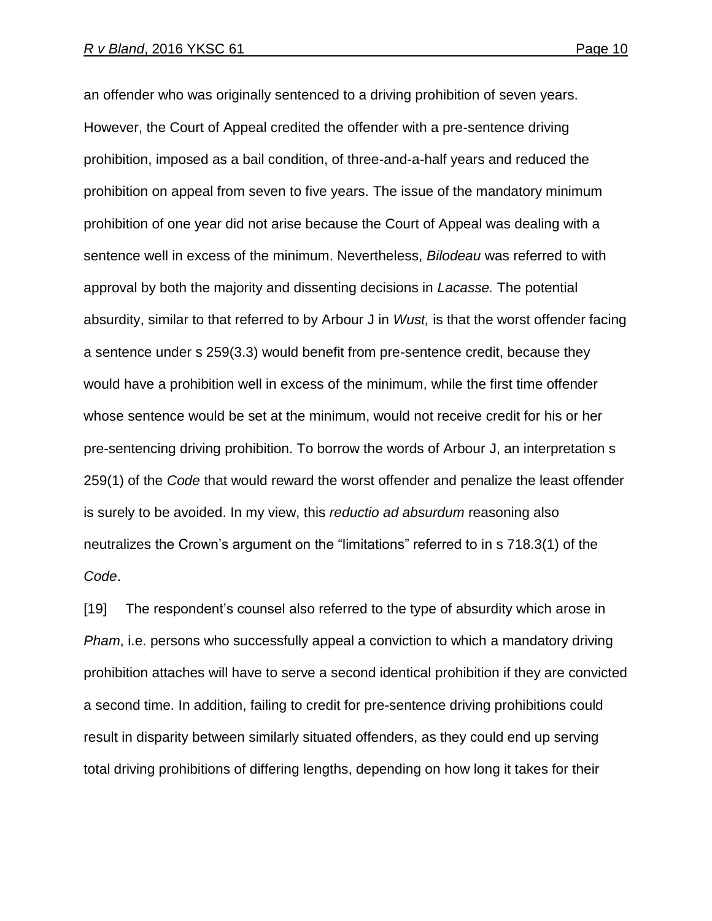an offender who was originally sentenced to a driving prohibition of seven years. However, the Court of Appeal credited the offender with a pre-sentence driving prohibition, imposed as a bail condition, of three-and-a-half years and reduced the prohibition on appeal from seven to five years. The issue of the mandatory minimum prohibition of one year did not arise because the Court of Appeal was dealing with a sentence well in excess of the minimum. Nevertheless, *Bilodeau* was referred to with approval by both the majority and dissenting decisions in *Lacasse.* The potential absurdity, similar to that referred to by Arbour J in *Wust,* is that the worst offender facing a sentence under s 259(3.3) would benefit from pre-sentence credit, because they would have a prohibition well in excess of the minimum, while the first time offender whose sentence would be set at the minimum, would not receive credit for his or her pre-sentencing driving prohibition. To borrow the words of Arbour J, an interpretation s 259(1) of the *Code* that would reward the worst offender and penalize the least offender is surely to be avoided. In my view, this *reductio ad absurdum* reasoning also neutralizes the Crown's argument on the "limitations" referred to in s 718.3(1) of the *Code*.

[19] The respondent's counsel also referred to the type of absurdity which arose in *Pham*, i.e. persons who successfully appeal a conviction to which a mandatory driving prohibition attaches will have to serve a second identical prohibition if they are convicted a second time. In addition, failing to credit for pre-sentence driving prohibitions could result in disparity between similarly situated offenders, as they could end up serving total driving prohibitions of differing lengths, depending on how long it takes for their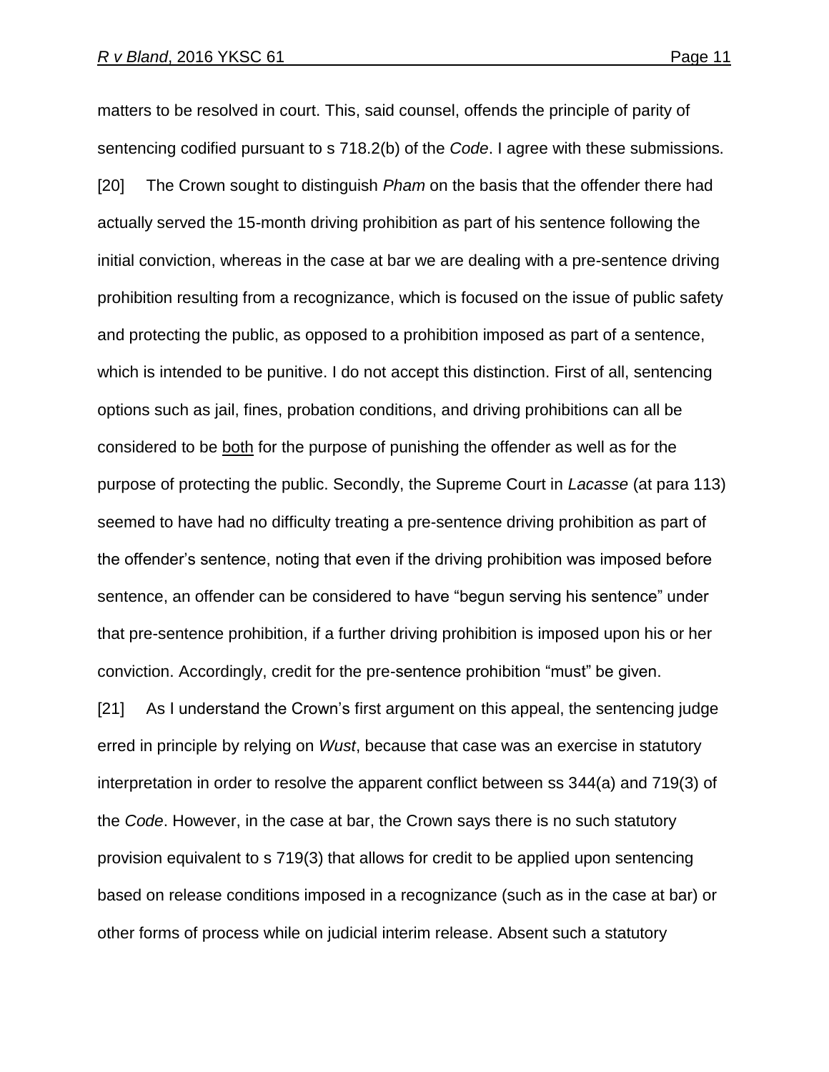matters to be resolved in court. This, said counsel, offends the principle of parity of sentencing codified pursuant to s 718.2(b) of the *Code*. I agree with these submissions.

[20] The Crown sought to distinguish *Pham* on the basis that the offender there had actually served the 15-month driving prohibition as part of his sentence following the initial conviction, whereas in the case at bar we are dealing with a pre-sentence driving prohibition resulting from a recognizance, which is focused on the issue of public safety and protecting the public, as opposed to a prohibition imposed as part of a sentence, which is intended to be punitive. I do not accept this distinction. First of all, sentencing options such as jail, fines, probation conditions, and driving prohibitions can all be considered to be <u>both</u> for the purpose of punishing the offender as well as for the purpose of protecting the public. Secondly, the Supreme Court in *Lacasse* (at para 113) seemed to have had no difficulty treating a pre-sentence driving prohibition as part of the offender's sentence, noting that even if the driving prohibition was imposed before sentence, an offender can be considered to have "begun serving his sentence" under that pre-sentence prohibition, if a further driving prohibition is imposed upon his or her conviction. Accordingly, credit for the pre-sentence prohibition "must" be given.

[21] As I understand the Crown's first argument on this appeal, the sentencing judge erred in principle by relying on *Wust*, because that case was an exercise in statutory interpretation in order to resolve the apparent conflict between ss 344(a) and 719(3) of the *Code*. However, in the case at bar, the Crown says there is no such statutory provision equivalent to s 719(3) that allows for credit to be applied upon sentencing based on release conditions imposed in a recognizance (such as in the case at bar) or other forms of process while on judicial interim release. Absent such a statutory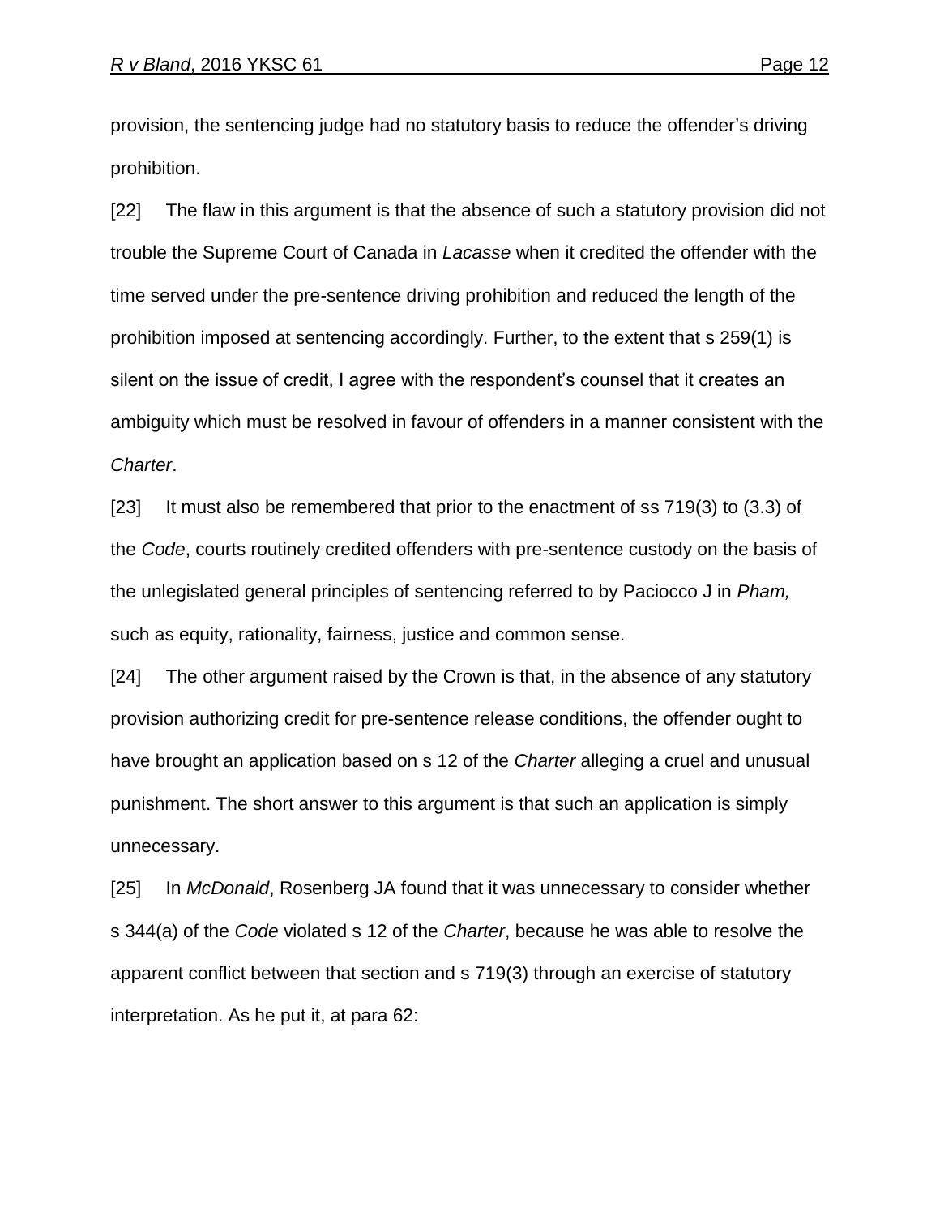provision, the sentencing judge had no statutory basis to reduce the offender's driving prohibition.

[22] The flaw in this argument is that the absence of such a statutory provision did not trouble the Supreme Court of Canada in *Lacasse* when it credited the offender with the time served under the pre-sentence driving prohibition and reduced the length of the prohibition imposed at sentencing accordingly. Further, to the extent that s 259(1) is silent on the issue of credit, I agree with the respondent's counsel that it creates an ambiguity which must be resolved in favour of offenders in a manner consistent with the *Charter*.

[23] It must also be remembered that prior to the enactment of ss 719(3) to (3.3) of the *Code*, courts routinely credited offenders with pre-sentence custody on the basis of the unlegislated general principles of sentencing referred to by Paciocco J in *Pham,* such as equity, rationality, fairness, justice and common sense.

[24] The other argument raised by the Crown is that, in the absence of any statutory provision authorizing credit for pre-sentence release conditions, the offender ought to have brought an application based on s 12 of the *Charter* alleging a cruel and unusual punishment. The short answer to this argument is that such an application is simply unnecessary.

[25] In *McDonald*, Rosenberg JA found that it was unnecessary to consider whether s 344(a) of the *Code* violated s 12 of the *Charter*, because he was able to resolve the apparent conflict between that section and s 719(3) through an exercise of statutory interpretation. As he put it, at para 62: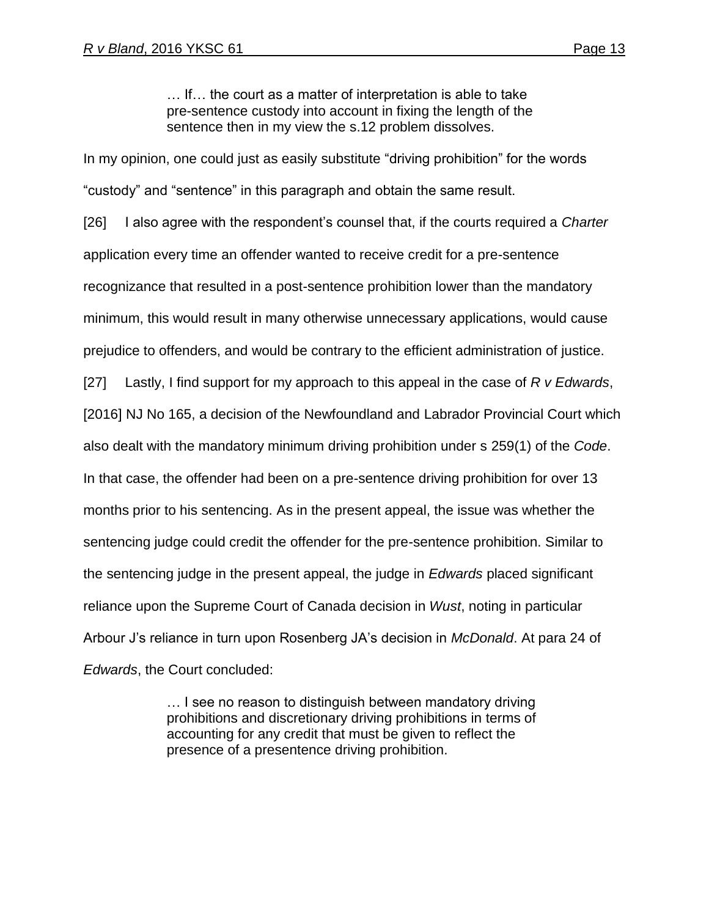> … If… the court as a matter of interpretation is able to take pre-sentence custody into account in fixing the length of the sentence then in my view the s.12 problem dissolves.

In my opinion, one could just as easily substitute "driving prohibition" for the words "custody" and "sentence" in this paragraph and obtain the same result.

[26] I also agree with the respondent's counsel that, if the courts required a *Charter* application every time an offender wanted to receive credit for a pre-sentence recognizance that resulted in a post-sentence prohibition lower than the mandatory minimum, this would result in many otherwise unnecessary applications, would cause prejudice to offenders, and would be contrary to the efficient administration of justice.

[27] Lastly, I find support for my approach to this appeal in the case of *R v Edwards*, [2016] NJ No 165, a decision of the Newfoundland and Labrador Provincial Court which also dealt with the mandatory minimum driving prohibition under s 259(1) of the *Code*. In that case, the offender had been on a pre-sentence driving prohibition for over 13 months prior to his sentencing. As in the present appeal, the issue was whether the sentencing judge could credit the offender for the pre-sentence prohibition. Similar to the sentencing judge in the present appeal, the judge in *Edwards* placed significant reliance upon the Supreme Court of Canada decision in *Wust*, noting in particular Arbour J's reliance in turn upon Rosenberg JA's decision in *McDonald*. At para 24 of *Edwards*, the Court concluded:

> … I see no reason to distinguish between mandatory driving prohibitions and discretionary driving prohibitions in terms of accounting for any credit that must be given to reflect the presence of a presentence driving prohibition.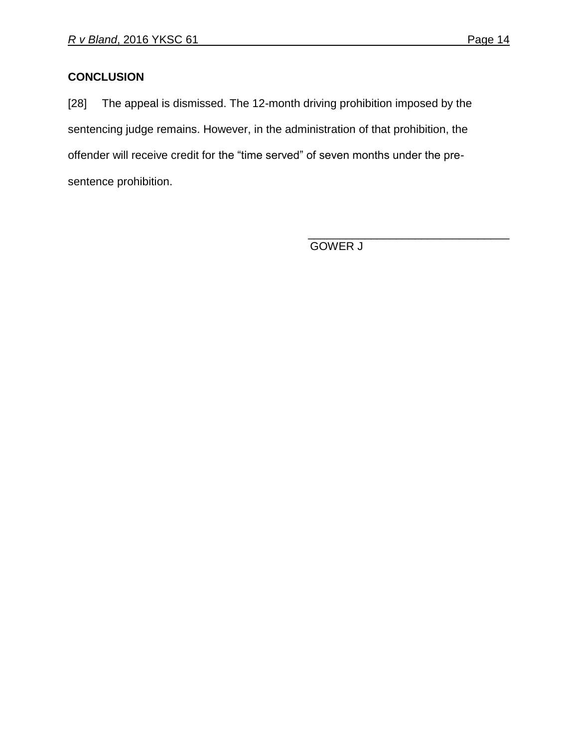## CONCLUSION

[28] The appeal is dismissed. The 12-month driving prohibition imposed by the sentencing judge remains. However, in the administration of that prohibition, the offender will receive credit for the "time served" of seven months under the pre-sentence prohibition.

\_\_\_\_\_\_\_\_\_\_\_\_\_\_\_\_\_\_\_\_\_\_\_\_\_\_\_\_\_\_\_\_

GOWER J